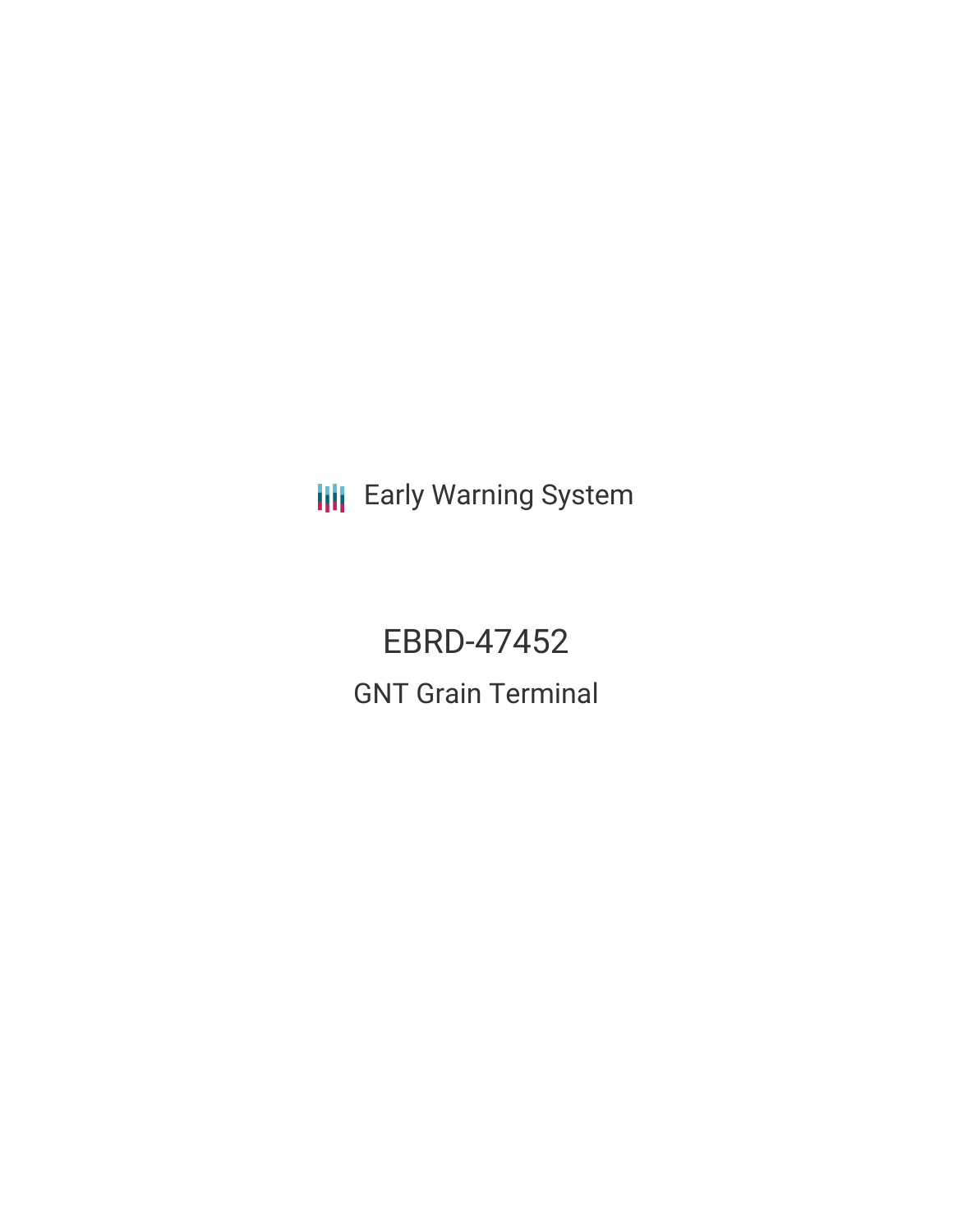Early Warning System

# EBRD-47452

## GNT Grain Terminal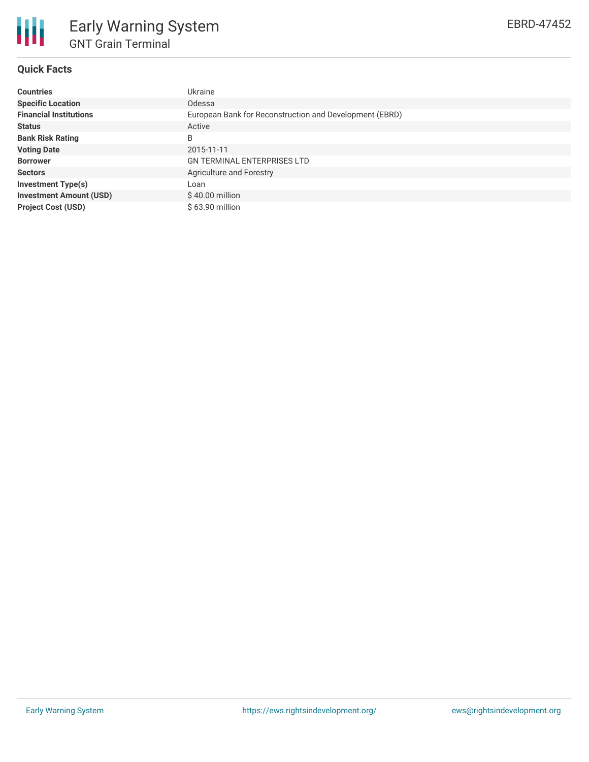# Early Warning System

## GNT Grain Terminal

EBRD-47452

### Quick Facts

| | |
|---|---|
| **Countries** | Ukraine |
| **Specific Location** | Odessa |
| **Financial Institutions** | European Bank for Reconstruction and Development (EBRD) |
| **Status** | Active |
| **Bank Risk Rating** | B |
| **Voting Date** | 2015-11-11 |
| **Borrower** | GN TERMINAL ENTERPRISES LTD |
| **Sectors** | Agriculture and Forestry |
| **Investment Type(s)** | Loan |
| **Investment Amount (USD)** | $ 40.00 million |
| **Project Cost (USD)** | $ 63.90 million |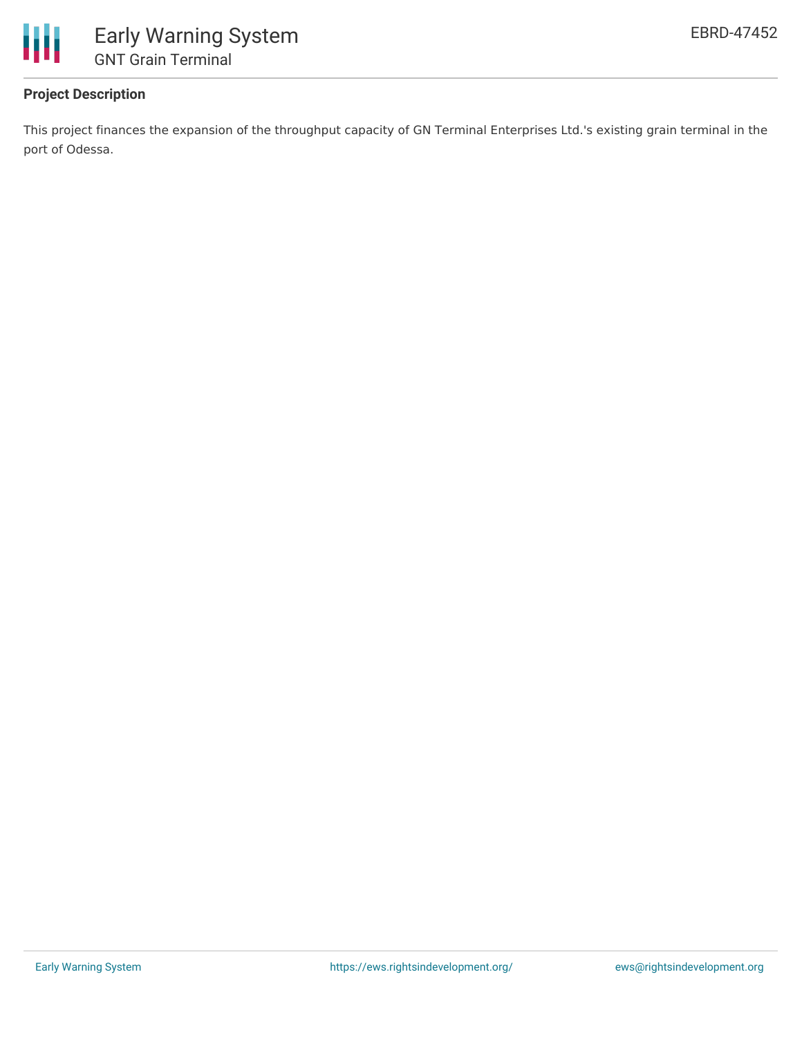## Project Description

This project finances the expansion of the throughput capacity of GN Terminal Enterprises Ltd.'s existing grain terminal in the port of Odessa.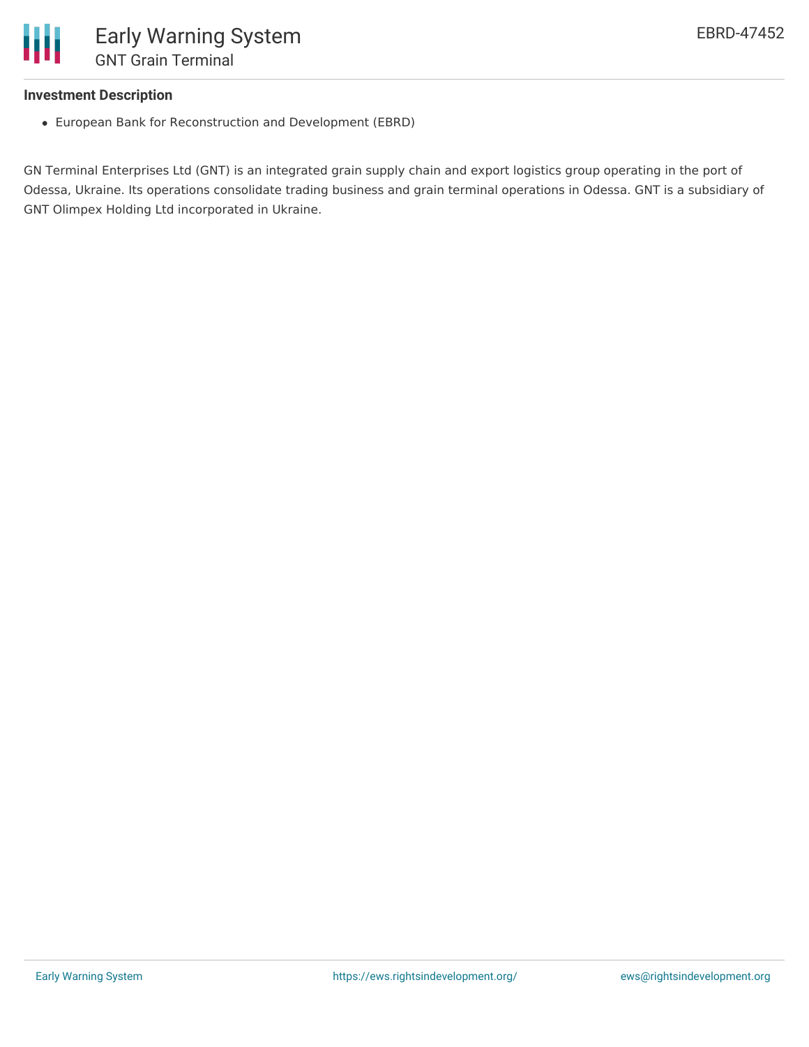**Investment Description**

- European Bank for Reconstruction and Development (EBRD)

GN Terminal Enterprises Ltd (GNT) is an integrated grain supply chain and export logistics group operating in the port of Odessa, Ukraine. Its operations consolidate trading business and grain terminal operations in Odessa. GNT is a subsidiary of GNT Olimpex Holding Ltd incorporated in Ukraine.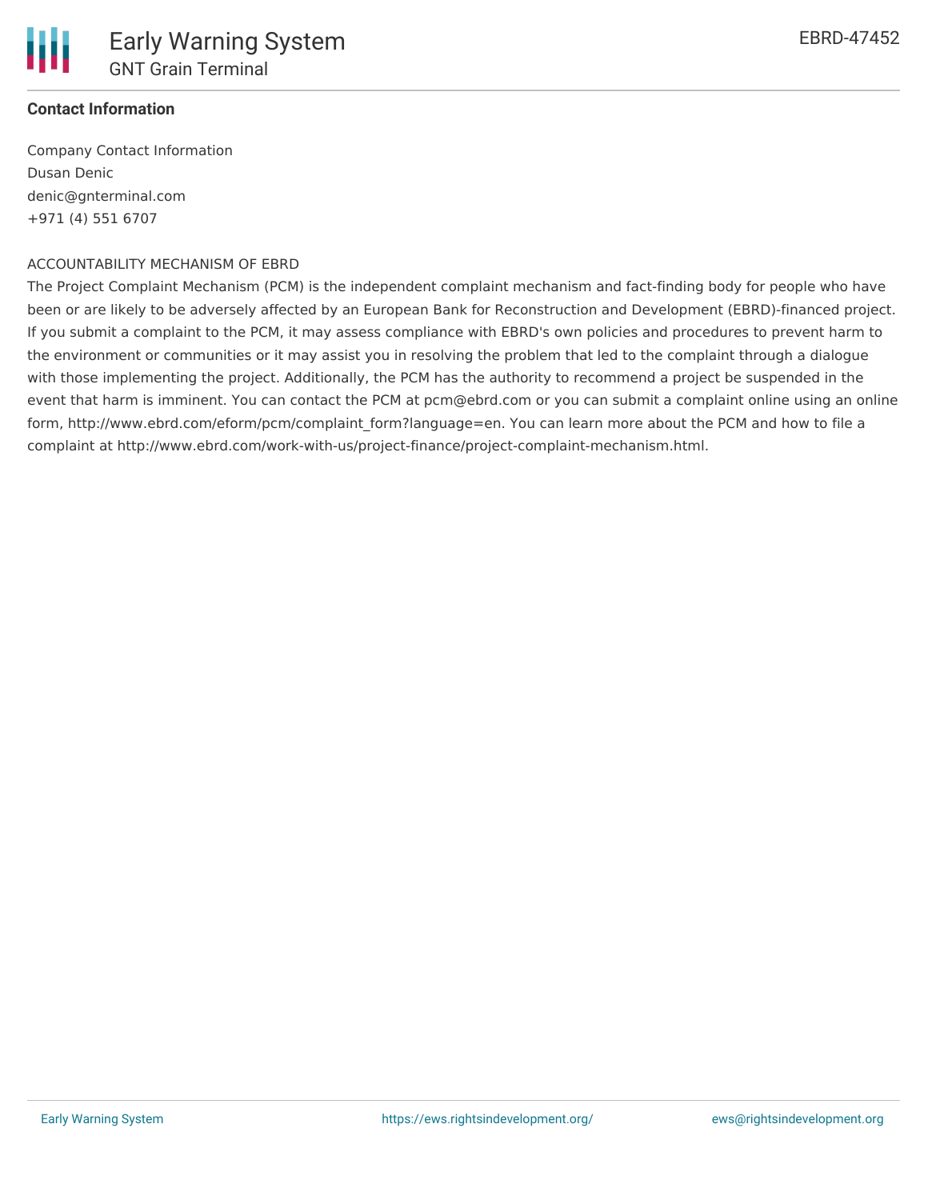## Contact Information

Company Contact Information
Dusan Denic
denic@gnterminal.com
+971 (4) 551 6707

ACCOUNTABILITY MECHANISM OF EBRD

The Project Complaint Mechanism (PCM) is the independent complaint mechanism and fact-finding body for people who have been or are likely to be adversely affected by an European Bank for Reconstruction and Development (EBRD)-financed project. If you submit a complaint to the PCM, it may assess compliance with EBRD's own policies and procedures to prevent harm to the environment or communities or it may assist you in resolving the problem that led to the complaint through a dialogue with those implementing the project. Additionally, the PCM has the authority to recommend a project be suspended in the event that harm is imminent. You can contact the PCM at pcm@ebrd.com or you can submit a complaint online using an online form, http://www.ebrd.com/eform/pcm/complaint_form?language=en. You can learn more about the PCM and how to file a complaint at http://www.ebrd.com/work-with-us/project-finance/project-complaint-mechanism.html.